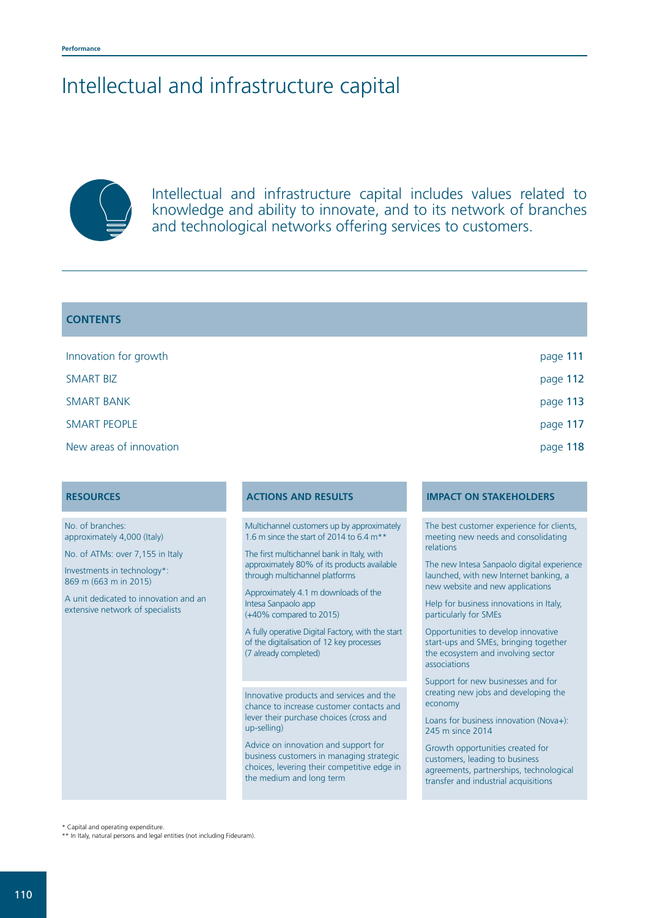# Intellectual and infrastructure capital

Intellectual and infrastructure capital includes values related to knowledge and ability to innovate, and to its network of branches and technological networks offering services to customers.

## CONTENTS

| | |
|---|---|
| Innovation for growth | page 111 |
| SMART BIZ | page 112 |
| SMART BANK | page 113 |
| SMART PEOPLE | page 117 |
| New areas of innovation | page 118 |

| RESOURCES | ACTIONS AND RESULTS | IMPACT ON STAKEHOLDERS |
|---|---|---|
| No. of branches: approximately 4,000 (Italy)<br><br>No. of ATMs: over 7,155 in Italy<br><br>Investments in technology*: 869 m (663 m in 2015)<br><br>A unit dedicated to innovation and an extensive network of specialists | Multichannel customers up by approximately 1.6 m since the start of 2014 to 6.4 m**<br><br>The first multichannel bank in Italy, with approximately 80% of its products available through multichannel platforms<br><br>Approximately 4.1 m downloads of the Intesa Sanpaolo app (+40% compared to 2015)<br><br>A fully operative Digital Factory, with the start of the digitalisation of 12 key processes (7 already completed) | The best customer experience for clients, meeting new needs and consolidating relations<br><br>The new Intesa Sanpaolo digital experience launched, with new Internet banking, a new website and new applications |
| | Innovative products and services and the chance to increase customer contacts and lever their purchase choices (cross and up-selling)<br><br>Advice on innovation and support for business customers in managing strategic choices, levering their competitive edge in the medium and long term | Help for business innovations in Italy, particularly for SMEs<br><br>Opportunities to develop innovative start-ups and SMEs, bringing together the ecosystem and involving sector associations<br><br>Support for new businesses and for creating new jobs and developing the economy<br><br>Loans for business innovation (Nova+): 245 m since 2014<br><br>Growth opportunities created for customers, leading to business agreements, partnerships, technological transfer and industrial acquisitions |

\* Capital and operating expenditure.
\*\* In Italy, natural persons and legal entities (not including Fideuram).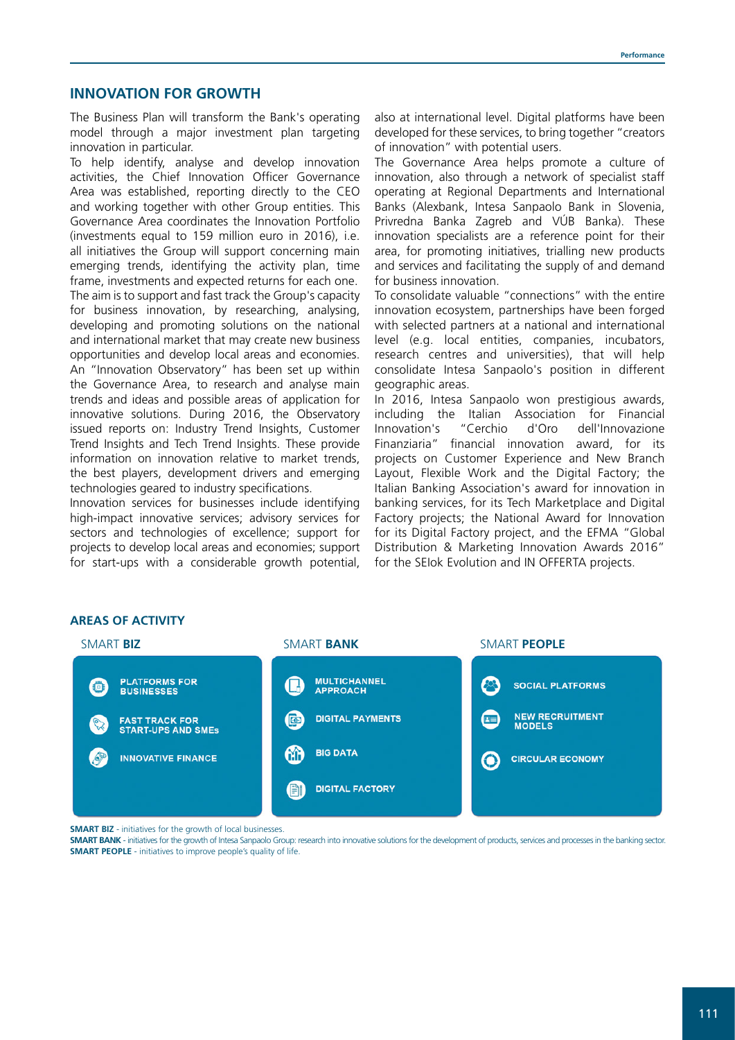## INNOVATION FOR GROWTH

The Business Plan will transform the Bank's operating model through a major investment plan targeting innovation in particular.

To help identify, analyse and develop innovation activities, the Chief Innovation Officer Governance Area was established, reporting directly to the CEO and working together with other Group entities. This Governance Area coordinates the Innovation Portfolio (investments equal to 159 million euro in 2016), i.e. all initiatives the Group will support concerning main emerging trends, identifying the activity plan, time frame, investments and expected returns for each one.

The aim is to support and fast track the Group's capacity for business innovation, by researching, analysing, developing and promoting solutions on the national and international market that may create new business opportunities and develop local areas and economies.

An "Innovation Observatory" has been set up within the Governance Area, to research and analyse main trends and ideas and possible areas of application for innovative solutions. During 2016, the Observatory issued reports on: Industry Trend Insights, Customer Trend Insights and Tech Trend Insights. These provide information on innovation relative to market trends, the best players, development drivers and emerging technologies geared to industry specifications.

Innovation services for businesses include identifying high-impact innovative services; advisory services for sectors and technologies of excellence; support for projects to develop local areas and economies; support for start-ups with a considerable growth potential, also at international level. Digital platforms have been developed for these services, to bring together "creators of innovation" with potential users.

The Governance Area helps promote a culture of innovation, also through a network of specialist staff operating at Regional Departments and International Banks (Alexbank, Intesa Sanpaolo Bank in Slovenia, Privredna Banka Zagreb and VÚB Banka). These innovation specialists are a reference point for their area, for promoting initiatives, trialling new products and services and facilitating the supply of and demand for business innovation.

To consolidate valuable "connections" with the entire innovation ecosystem, partnerships have been forged with selected partners at a national and international level (e.g. local entities, companies, incubators, research centres and universities), that will help consolidate Intesa Sanpaolo's position in different geographic areas.

In 2016, Intesa Sanpaolo won prestigious awards, including the Italian Association for Financial Innovation's "Cerchio d'Oro dell'Innovazione Finanziaria" financial innovation award, for its projects on Customer Experience and New Branch Layout, Flexible Work and the Digital Factory; the Italian Banking Association's award for innovation in banking services, for its Tech Marketplace and Digital Factory projects; the National Award for Innovation for its Digital Factory project, and the EFMA "Global Distribution & Marketing Innovation Awards 2016" for the SEIok Evolution and IN OFFERTA projects.

### AREAS OF ACTIVITY

| SMART **BIZ** | SMART **BANK** | SMART **PEOPLE** |
| --- | --- | --- |
| PLATFORMS FOR BUSINESSES | MULTICHANNEL APPROACH | SOCIAL PLATFORMS |
| FAST TRACK FOR START-UPS AND SMEs | DIGITAL PAYMENTS | NEW RECRUITMENT MODELS |
| INNOVATIVE FINANCE | BIG DATA | CIRCULAR ECONOMY |
| | DIGITAL FACTORY | |

**SMART BIZ** - initiatives for the growth of local businesses.
**SMART BANK** - initiatives for the growth of Intesa Sanpaolo Group: research into innovative solutions for the development of products, services and processes in the banking sector.
**SMART PEOPLE** - initiatives to improve people's quality of life.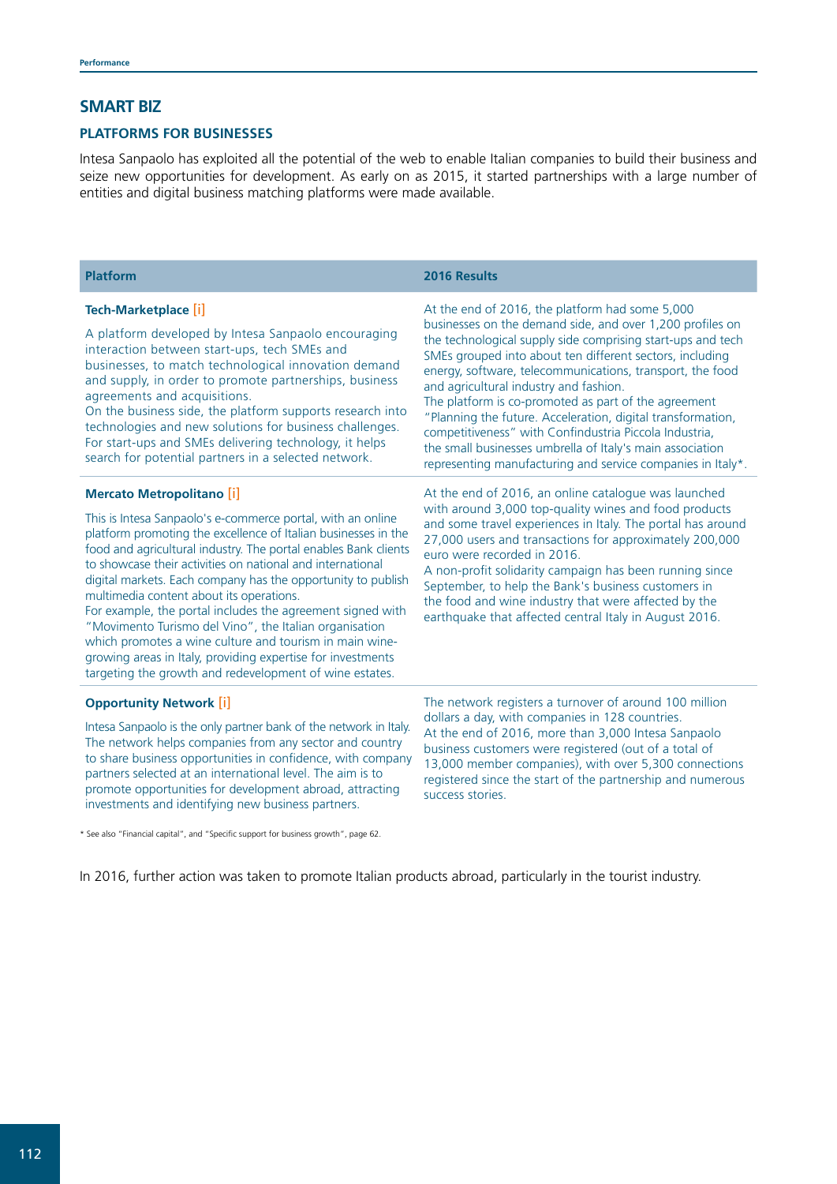## SMART BIZ

### PLATFORMS FOR BUSINESSES

Intesa Sanpaolo has exploited all the potential of the web to enable Italian companies to build their business and seize new opportunities for development. As early on as 2015, it started partnerships with a large number of entities and digital business matching platforms were made available.

| Platform | 2016 Results |
|---|---|
| **Tech-Marketplace [i]**<br><br>A platform developed by Intesa Sanpaolo encouraging interaction between start-ups, tech SMEs and businesses, to match technological innovation demand and supply, in order to promote partnerships, business agreements and acquisitions.<br>On the business side, the platform supports research into technologies and new solutions for business challenges. For start-ups and SMEs delivering technology, it helps search for potential partners in a selected network. | At the end of 2016, the platform had some 5,000 businesses on the demand side, and over 1,200 profiles on the technological supply side comprising start-ups and tech SMEs grouped into about ten different sectors, including energy, software, telecommunications, transport, the food and agricultural industry and fashion.<br>The platform is co-promoted as part of the agreement "Planning the future. Acceleration, digital transformation, competitiveness" with Confindustria Piccola Industria, the small businesses umbrella of Italy's main association representing manufacturing and service companies in Italy*. |
| **Mercato Metropolitano [i]**<br><br>This is Intesa Sanpaolo's e-commerce portal, with an online platform promoting the excellence of Italian businesses in the food and agricultural industry. The portal enables Bank clients to showcase their activities on national and international digital markets. Each company has the opportunity to publish multimedia content about its operations.<br>For example, the portal includes the agreement signed with "Movimento Turismo del Vino", the Italian organisation which promotes a wine culture and tourism in main wine-growing areas in Italy, providing expertise for investments targeting the growth and redevelopment of wine estates. | At the end of 2016, an online catalogue was launched with around 3,000 top-quality wines and food products and some travel experiences in Italy. The portal has around 27,000 users and transactions for approximately 200,000 euro were recorded in 2016.<br>A non-profit solidarity campaign has been running since September, to help the Bank's business customers in the food and wine industry that were affected by the earthquake that affected central Italy in August 2016. |
| **Opportunity Network [i]**<br><br>Intesa Sanpaolo is the only partner bank of the network in Italy. The network helps companies from any sector and country to share business opportunities in confidence, with company partners selected at an international level. The aim is to promote opportunities for development abroad, attracting investments and identifying new business partners. | The network registers a turnover of around 100 million dollars a day, with companies in 128 countries.<br>At the end of 2016, more than 3,000 Intesa Sanpaolo business customers were registered (out of a total of 13,000 member companies), with over 5,300 connections registered since the start of the partnership and numerous success stories. |

\* See also "Financial capital", and "Specific support for business growth", page 62.

In 2016, further action was taken to promote Italian products abroad, particularly in the tourist industry.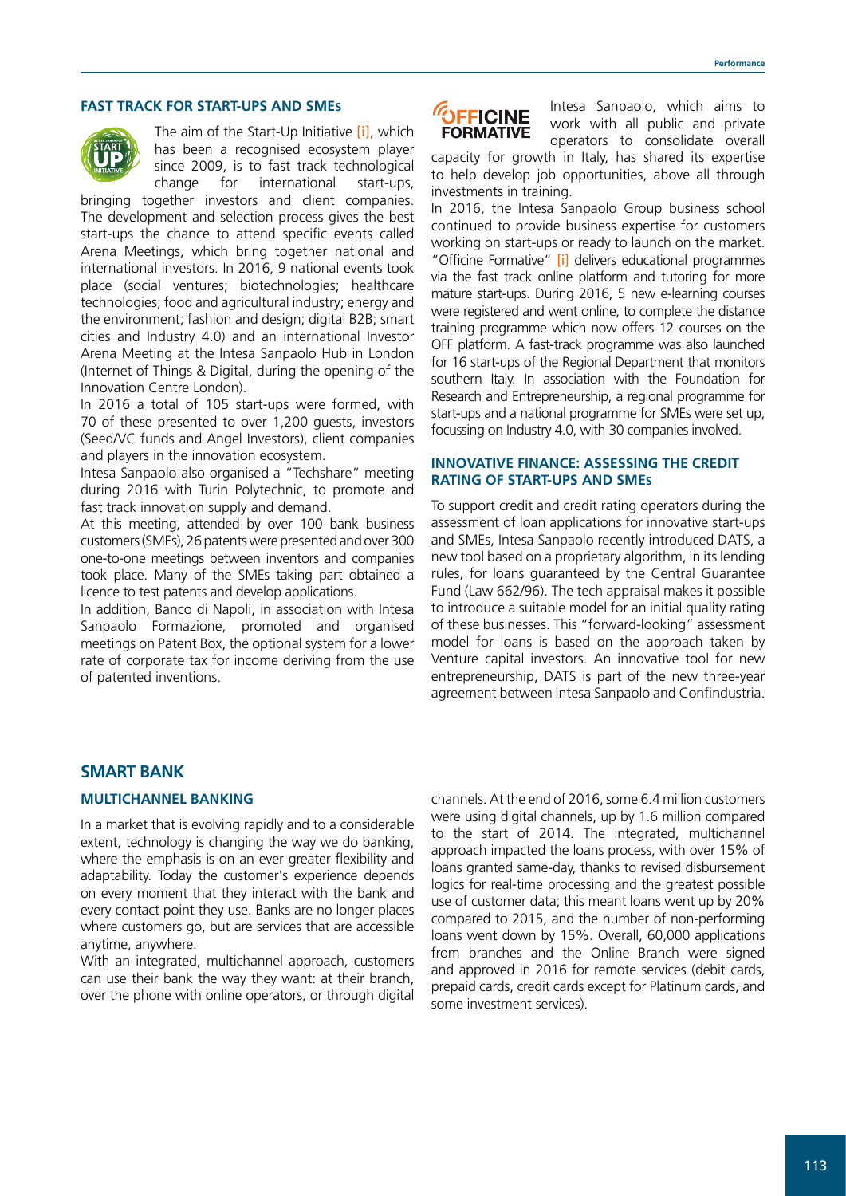### FAST TRACK FOR START-UPS AND SMEs

The aim of the Start-Up Initiative [i], which has been a recognised ecosystem player since 2009, is to fast track technological change for international start-ups, bringing together investors and client companies. The development and selection process gives the best start-ups the chance to attend specific events called Arena Meetings, which bring together national and international investors. In 2016, 9 national events took place (social ventures; biotechnologies; healthcare technologies; food and agricultural industry; energy and the environment; fashion and design; digital B2B; smart cities and Industry 4.0) and an international Investor Arena Meeting at the Intesa Sanpaolo Hub in London (Internet of Things & Digital, during the opening of the Innovation Centre London).

In 2016 a total of 105 start-ups were formed, with 70 of these presented to over 1,200 guests, investors (Seed/VC funds and Angel Investors), client companies and players in the innovation ecosystem.

Intesa Sanpaolo also organised a "Techshare" meeting during 2016 with Turin Polytechnic, to promote and fast track innovation supply and demand.

At this meeting, attended by over 100 bank business customers (SMEs), 26 patents were presented and over 300 one-to-one meetings between inventors and companies took place. Many of the SMEs taking part obtained a licence to test patents and develop applications.

In addition, Banco di Napoli, in association with Intesa Sanpaolo Formazione, promoted and organised meetings on Patent Box, the optional system for a lower rate of corporate tax for income deriving from the use of patented inventions.

Intesa Sanpaolo, which aims to work with all public and private operators to consolidate overall capacity for growth in Italy, has shared its expertise to help develop job opportunities, above all through investments in training.

In 2016, the Intesa Sanpaolo Group business school continued to provide business expertise for customers working on start-ups or ready to launch on the market. "Officine Formative" [i] delivers educational programmes via the fast track online platform and tutoring for more mature start-ups. During 2016, 5 new e-learning courses were registered and went online, to complete the distance training programme which now offers 12 courses on the OFF platform. A fast-track programme was also launched for 16 start-ups of the Regional Department that monitors southern Italy. In association with the Foundation for Research and Entrepreneurship, a regional programme for start-ups and a national programme for SMEs were set up, focussing on Industry 4.0, with 30 companies involved.

### INNOVATIVE FINANCE: ASSESSING THE CREDIT RATING OF START-UPS AND SMEs

To support credit and credit rating operators during the assessment of loan applications for innovative start-ups and SMEs, Intesa Sanpaolo recently introduced DATS, a new tool based on a proprietary algorithm, in its lending rules, for loans guaranteed by the Central Guarantee Fund (Law 662/96). The tech appraisal makes it possible to introduce a suitable model for an initial quality rating of these businesses. This "forward-looking" assessment model for loans is based on the approach taken by Venture capital investors. An innovative tool for new entrepreneurship, DATS is part of the new three-year agreement between Intesa Sanpaolo and Confindustria.

## SMART BANK

### MULTICHANNEL BANKING

In a market that is evolving rapidly and to a considerable extent, technology is changing the way we do banking, where the emphasis is on an ever greater flexibility and adaptability. Today the customer's experience depends on every moment that they interact with the bank and every contact point they use. Banks are no longer places where customers go, but are services that are accessible anytime, anywhere.

With an integrated, multichannel approach, customers can use their bank the way they want: at their branch, over the phone with online operators, or through digital channels. At the end of 2016, some 6.4 million customers were using digital channels, up by 1.6 million compared to the start of 2014. The integrated, multichannel approach impacted the loans process, with over 15% of loans granted same-day, thanks to revised disbursement logics for real-time processing and the greatest possible use of customer data; this meant loans went up by 20% compared to 2015, and the number of non-performing loans went down by 15%. Overall, 60,000 applications from branches and the Online Branch were signed and approved in 2016 for remote services (debit cards, prepaid cards, credit cards except for Platinum cards, and some investment services).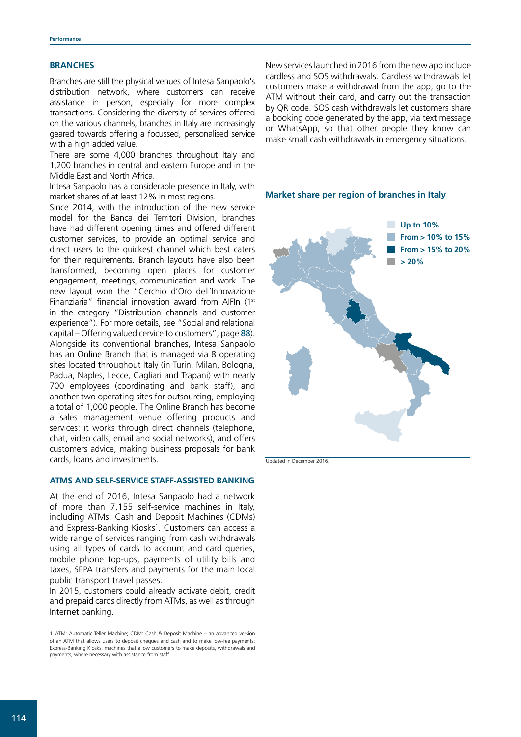## BRANCHES

Branches are still the physical venues of Intesa Sanpaolo's distribution network, where customers can receive assistance in person, especially for more complex transactions. Considering the diversity of services offered on the various channels, branches in Italy are increasingly geared towards offering a focussed, personalised service with a high added value.

There are some 4,000 branches throughout Italy and 1,200 branches in central and eastern Europe and in the Middle East and North Africa.

Intesa Sanpaolo has a considerable presence in Italy, with market shares of at least 12% in most regions.

Since 2014, with the introduction of the new service model for the Banca dei Territori Division, branches have had different opening times and offered different customer services, to provide an optimal service and direct users to the quickest channel which best caters for their requirements. Branch layouts have also been transformed, becoming open places for customer engagement, meetings, communication and work. The new layout won the "Cerchio d'Oro dell'Innovazione Finanziaria" financial innovation award from AIFIn (1st in the category "Distribution channels and customer experience"). For more details, see "Social and relational capital – Offering valued cervice to customers", page 88).

Alongside its conventional branches, Intesa Sanpaolo has an Online Branch that is managed via 8 operating sites located throughout Italy (in Turin, Milan, Bologna, Padua, Naples, Lecce, Cagliari and Trapani) with nearly 700 employees (coordinating and bank staff), and another two operating sites for outsourcing, employing a total of 1,000 people. The Online Branch has become a sales management venue offering products and services: it works through direct channels (telephone, chat, video calls, email and social networks), and offers customers advice, making business proposals for bank cards, loans and investments.

## ATMS AND SELF-SERVICE STAFF-ASSISTED BANKING

At the end of 2016, Intesa Sanpaolo had a network of more than 7,155 self-service machines in Italy, including ATMs, Cash and Deposit Machines (CDMs) and Express-Banking Kiosks[1]. Customers can access a wide range of services ranging from cash withdrawals using all types of cards to account and card queries, mobile phone top-ups, payments of utility bills and taxes, SEPA transfers and payments for the main local public transport travel passes.

In 2015, customers could already activate debit, credit and prepaid cards directly from ATMs, as well as through Internet banking.

New services launched in 2016 from the new app include cardless and SOS withdrawals. Cardless withdrawals let customers make a withdrawal from the app, go to the ATM without their card, and carry out the transaction by QR code. SOS cash withdrawals let customers share a booking code generated by the app, via text message or WhatsApp, so that other people they know can make small cash withdrawals in emergency situations.

**Market share per region of branches in Italy**

- Up to 10%
- From > 10% to 15%
- From > 15% to 20%
- > 20%

Updated in December 2016.

---

1 ATM: Automatic Teller Machine; CDM: Cash & Deposit Machine – an advanced version of an ATM that allows users to deposit cheques and cash and to make low-fee payments; Express-Banking Kiosks: machines that allow customers to make deposits, withdrawals and payments, where necessary with assistance from staff.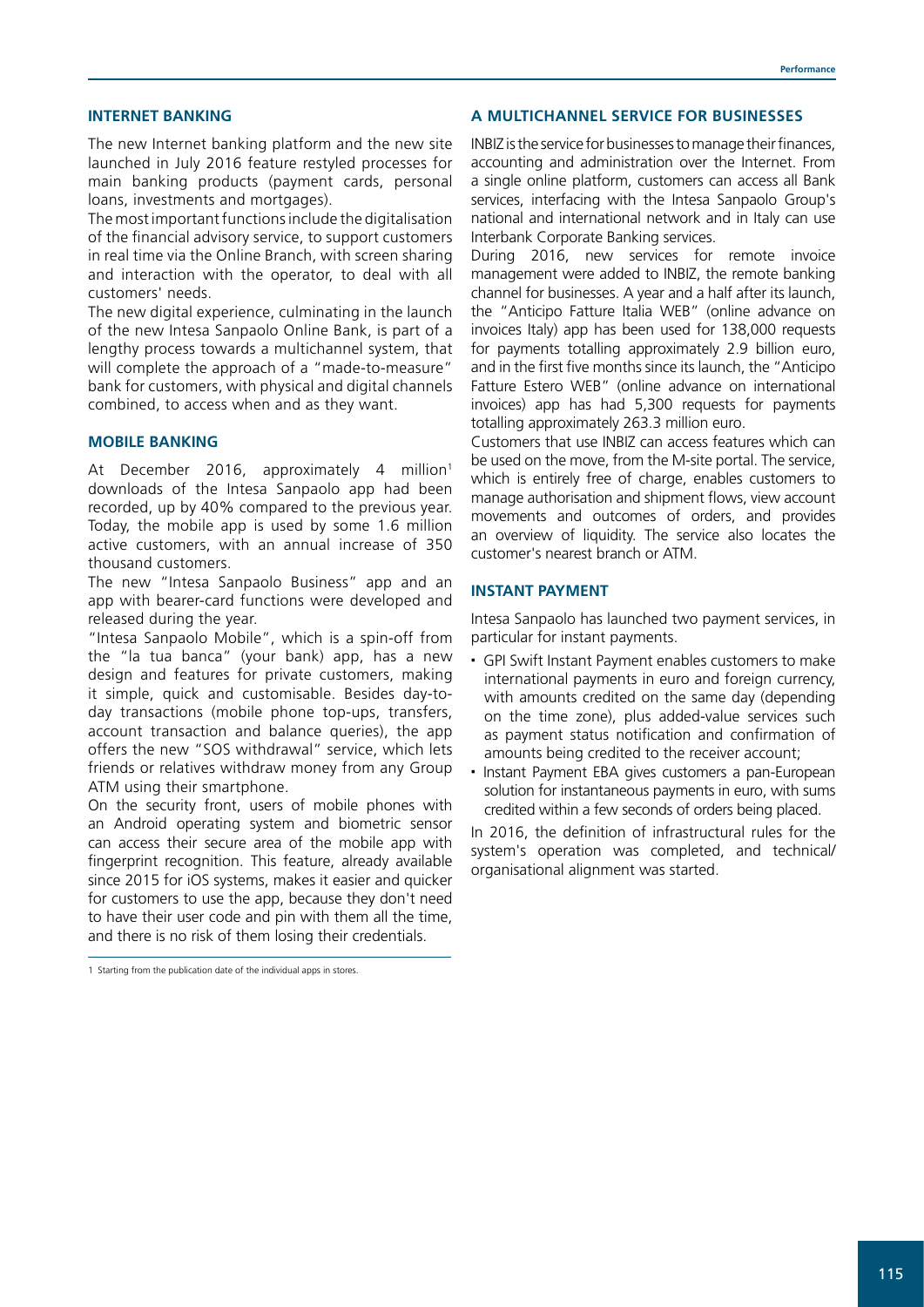## INTERNET BANKING

The new Internet banking platform and the new site launched in July 2016 feature restyled processes for main banking products (payment cards, personal loans, investments and mortgages).

The most important functions include the digitalisation of the financial advisory service, to support customers in real time via the Online Branch, with screen sharing and interaction with the operator, to deal with all customers' needs.

The new digital experience, culminating in the launch of the new Intesa Sanpaolo Online Bank, is part of a lengthy process towards a multichannel system, that will complete the approach of a "made-to-measure" bank for customers, with physical and digital channels combined, to access when and as they want.

## MOBILE BANKING

At December 2016, approximately 4 million[1] downloads of the Intesa Sanpaolo app had been recorded, up by 40% compared to the previous year. Today, the mobile app is used by some 1.6 million active customers, with an annual increase of 350 thousand customers.

The new "Intesa Sanpaolo Business" app and an app with bearer-card functions were developed and released during the year.

"Intesa Sanpaolo Mobile", which is a spin-off from the "la tua banca" (your bank) app, has a new design and features for private customers, making it simple, quick and customisable. Besides day-to-day transactions (mobile phone top-ups, transfers, account transaction and balance queries), the app offers the new "SOS withdrawal" service, which lets friends or relatives withdraw money from any Group ATM using their smartphone.

On the security front, users of mobile phones with an Android operating system and biometric sensor can access their secure area of the mobile app with fingerprint recognition. This feature, already available since 2015 for iOS systems, makes it easier and quicker for customers to use the app, because they don't need to have their user code and pin with them all the time, and there is no risk of them losing their credentials.

[1] Starting from the publication date of the individual apps in stores.

## A MULTICHANNEL SERVICE FOR BUSINESSES

INBIZ is the service for businesses to manage their finances, accounting and administration over the Internet. From a single online platform, customers can access all Bank services, interfacing with the Intesa Sanpaolo Group's national and international network and in Italy can use Interbank Corporate Banking services.

During 2016, new services for remote invoice management were added to INBIZ, the remote banking channel for businesses. A year and a half after its launch, the "Anticipo Fatture Italia WEB" (online advance on invoices Italy) app has been used for 138,000 requests for payments totalling approximately 2.9 billion euro, and in the first five months since its launch, the "Anticipo Fatture Estero WEB" (online advance on international invoices) app has had 5,300 requests for payments totalling approximately 263.3 million euro.

Customers that use INBIZ can access features which can be used on the move, from the M-site portal. The service, which is entirely free of charge, enables customers to manage authorisation and shipment flows, view account movements and outcomes of orders, and provides an overview of liquidity. The service also locates the customer's nearest branch or ATM.

## INSTANT PAYMENT

Intesa Sanpaolo has launched two payment services, in particular for instant payments.

- GPI Swift Instant Payment enables customers to make international payments in euro and foreign currency, with amounts credited on the same day (depending on the time zone), plus added-value services such as payment status notification and confirmation of amounts being credited to the receiver account;
- Instant Payment EBA gives customers a pan-European solution for instantaneous payments in euro, with sums credited within a few seconds of orders being placed.

In 2016, the definition of infrastructural rules for the system's operation was completed, and technical/organisational alignment was started.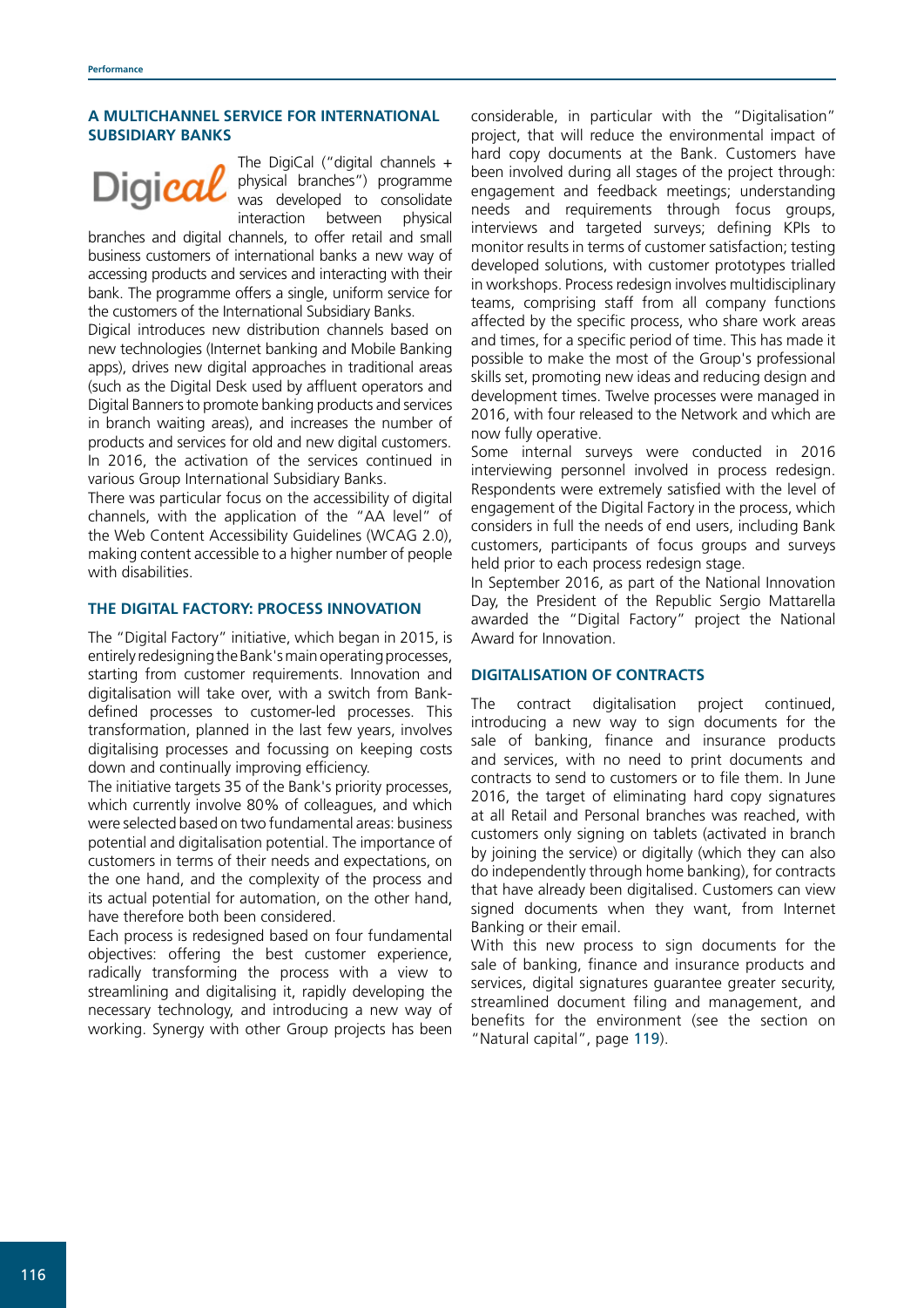### A MULTICHANNEL SERVICE FOR INTERNATIONAL SUBSIDIARY BANKS

Digical

The DigiCal ("digital channels + physical branches") programme was developed to consolidate interaction between physical branches and digital channels, to offer retail and small business customers of international banks a new way of accessing products and services and interacting with their bank. The programme offers a single, uniform service for the customers of the International Subsidiary Banks.

Digical introduces new distribution channels based on new technologies (Internet banking and Mobile Banking apps), drives new digital approaches in traditional areas (such as the Digital Desk used by affluent operators and Digital Banners to promote banking products and services in branch waiting areas), and increases the number of products and services for old and new digital customers. In 2016, the activation of the services continued in various Group International Subsidiary Banks.

There was particular focus on the accessibility of digital channels, with the application of the "AA level" of the Web Content Accessibility Guidelines (WCAG 2.0), making content accessible to a higher number of people with disabilities.

### THE DIGITAL FACTORY: PROCESS INNOVATION

The "Digital Factory" initiative, which began in 2015, is entirely redesigning the Bank's main operating processes, starting from customer requirements. Innovation and digitalisation will take over, with a switch from Bank-defined processes to customer-led processes. This transformation, planned in the last few years, involves digitalising processes and focussing on keeping costs down and continually improving efficiency.

The initiative targets 35 of the Bank's priority processes, which currently involve 80% of colleagues, and which were selected based on two fundamental areas: business potential and digitalisation potential. The importance of customers in terms of their needs and expectations, on the one hand, and the complexity of the process and its actual potential for automation, on the other hand, have therefore both been considered.

Each process is redesigned based on four fundamental objectives: offering the best customer experience, radically transforming the process with a view to streamlining and digitalising it, rapidly developing the necessary technology, and introducing a new way of working. Synergy with other Group projects has been considerable, in particular with the "Digitalisation" project, that will reduce the environmental impact of hard copy documents at the Bank. Customers have been involved during all stages of the project through: engagement and feedback meetings; understanding needs and requirements through focus groups, interviews and targeted surveys; defining KPIs to monitor results in terms of customer satisfaction; testing developed solutions, with customer prototypes trialled in workshops. Process redesign involves multidisciplinary teams, comprising staff from all company functions affected by the specific process, who share work areas and times, for a specific period of time. This has made it possible to make the most of the Group's professional skills set, promoting new ideas and reducing design and development times. Twelve processes were managed in 2016, with four released to the Network and which are now fully operative.

Some internal surveys were conducted in 2016 interviewing personnel involved in process redesign. Respondents were extremely satisfied with the level of engagement of the Digital Factory in the process, which considers in full the needs of end users, including Bank customers, participants of focus groups and surveys held prior to each process redesign stage.

In September 2016, as part of the National Innovation Day, the President of the Republic Sergio Mattarella awarded the "Digital Factory" project the National Award for Innovation.

### DIGITALISATION OF CONTRACTS

The contract digitalisation project continued, introducing a new way to sign documents for the sale of banking, finance and insurance products and services, with no need to print documents and contracts to send to customers or to file them. In June 2016, the target of eliminating hard copy signatures at all Retail and Personal branches was reached, with customers only signing on tablets (activated in branch by joining the service) or digitally (which they can also do independently through home banking), for contracts that have already been digitalised. Customers can view signed documents when they want, from Internet Banking or their email.

With this new process to sign documents for the sale of banking, finance and insurance products and services, digital signatures guarantee greater security, streamlined document filing and management, and benefits for the environment (see the section on "Natural capital", page 119).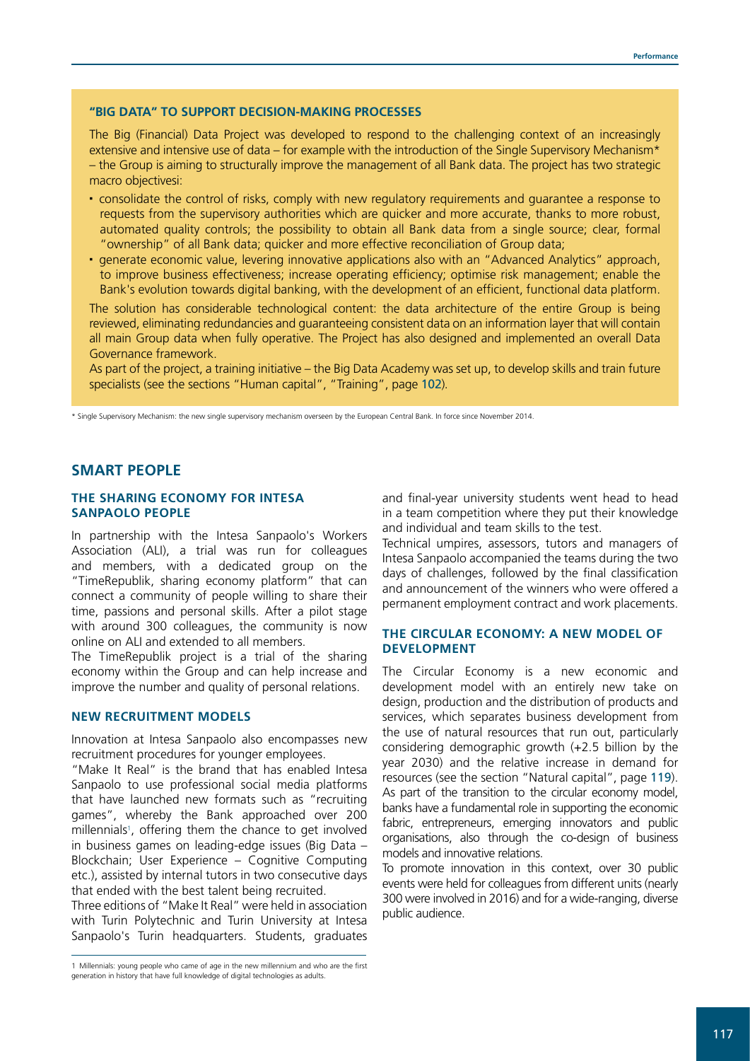### "BIG DATA" TO SUPPORT DECISION-MAKING PROCESSES

The Big (Financial) Data Project was developed to respond to the challenging context of an increasingly extensive and intensive use of data – for example with the introduction of the Single Supervisory Mechanism* – the Group is aiming to structurally improve the management of all Bank data. The project has two strategic macro objectivesi:

- consolidate the control of risks, comply with new regulatory requirements and guarantee a response to requests from the supervisory authorities which are quicker and more accurate, thanks to more robust, automated quality controls; the possibility to obtain all Bank data from a single source; clear, formal "ownership" of all Bank data; quicker and more effective reconciliation of Group data;
- generate economic value, levering innovative applications also with an "Advanced Analytics" approach, to improve business effectiveness; increase operating efficiency; optimise risk management; enable the Bank's evolution towards digital banking, with the development of an efficient, functional data platform.

The solution has considerable technological content: the data architecture of the entire Group is being reviewed, eliminating redundancies and guaranteeing consistent data on an information layer that will contain all main Group data when fully operative. The Project has also designed and implemented an overall Data Governance framework.

As part of the project, a training initiative – the Big Data Academy was set up, to develop skills and train future specialists (see the sections "Human capital", "Training", page 102).

\* Single Supervisory Mechanism: the new single supervisory mechanism overseen by the European Central Bank. In force since November 2014.

## SMART PEOPLE

### THE SHARING ECONOMY FOR INTESA SANPAOLO PEOPLE

In partnership with the Intesa Sanpaolo's Workers Association (ALI), a trial was run for colleagues and members, with a dedicated group on the "TimeRepublik, sharing economy platform" that can connect a community of people willing to share their time, passions and personal skills. After a pilot stage with around 300 colleagues, the community is now online on ALI and extended to all members.

The TimeRepublik project is a trial of the sharing economy within the Group and can help increase and improve the number and quality of personal relations.

### NEW RECRUITMENT MODELS

Innovation at Intesa Sanpaolo also encompasses new recruitment procedures for younger employees.

"Make It Real" is the brand that has enabled Intesa Sanpaolo to use professional social media platforms that have launched new formats such as "recruiting games", whereby the Bank approached over 200 millennials[1], offering them the chance to get involved in business games on leading-edge issues (Big Data – Blockchain; User Experience – Cognitive Computing etc.), assisted by internal tutors in two consecutive days that ended with the best talent being recruited.

Three editions of "Make It Real" were held in association with Turin Polytechnic and Turin University at Intesa Sanpaolo's Turin headquarters. Students, graduates and final-year university students went head to head in a team competition where they put their knowledge and individual and team skills to the test.

Technical umpires, assessors, tutors and managers of Intesa Sanpaolo accompanied the teams during the two days of challenges, followed by the final classification and announcement of the winners who were offered a permanent employment contract and work placements.

### THE CIRCULAR ECONOMY: A NEW MODEL OF DEVELOPMENT

The Circular Economy is a new economic and development model with an entirely new take on design, production and the distribution of products and services, which separates business development from the use of natural resources that run out, particularly considering demographic growth (+2.5 billion by the year 2030) and the relative increase in demand for resources (see the section "Natural capital", page 119).

As part of the transition to the circular economy model, banks have a fundamental role in supporting the economic fabric, entrepreneurs, emerging innovators and public organisations, also through the co-design of business models and innovative relations.

To promote innovation in this context, over 30 public events were held for colleagues from different units (nearly 300 were involved in 2016) and for a wide-ranging, diverse public audience.

1 Millennials: young people who came of age in the new millennium and who are the first generation in history that have full knowledge of digital technologies as adults.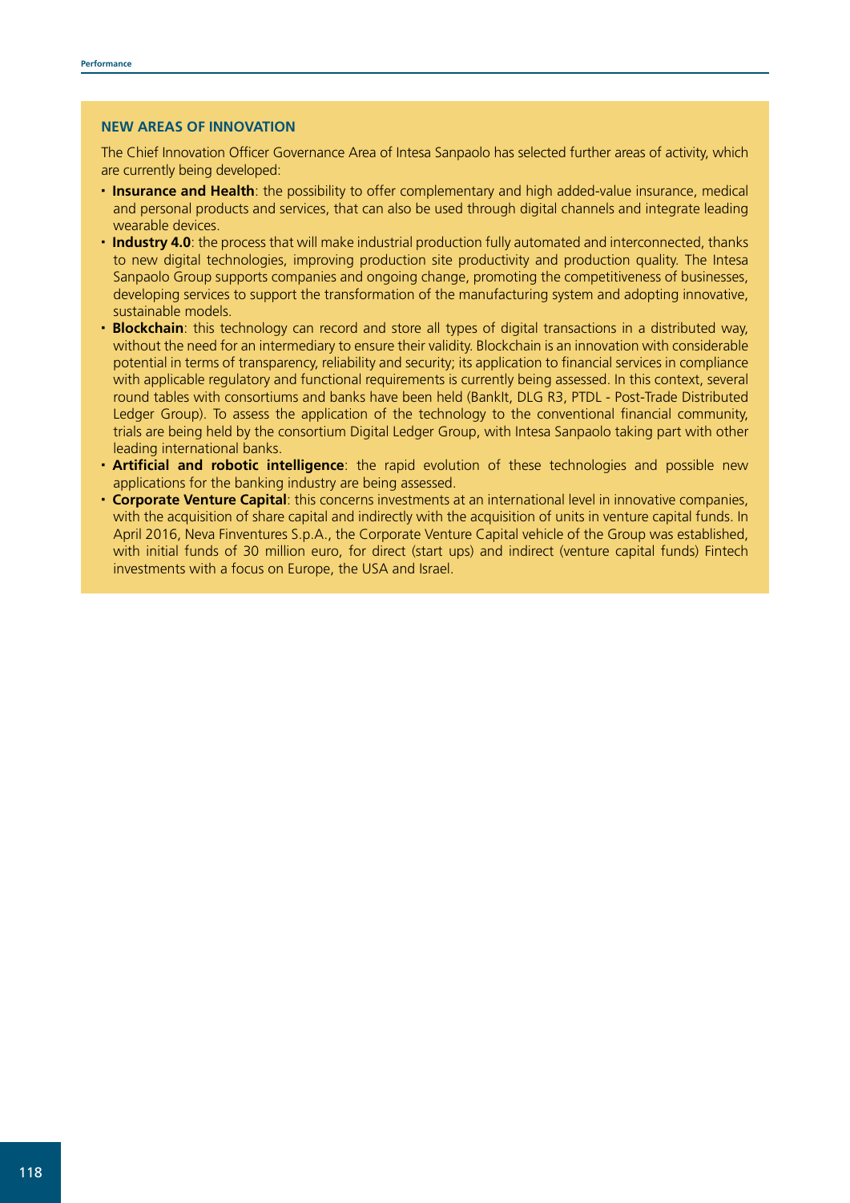## NEW AREAS OF INNOVATION

The Chief Innovation Officer Governance Area of Intesa Sanpaolo has selected further areas of activity, which are currently being developed:

- **Insurance and Health**: the possibility to offer complementary and high added-value insurance, medical and personal products and services, that can also be used through digital channels and integrate leading wearable devices.
- **Industry 4.0**: the process that will make industrial production fully automated and interconnected, thanks to new digital technologies, improving production site productivity and production quality. The Intesa Sanpaolo Group supports companies and ongoing change, promoting the competitiveness of businesses, developing services to support the transformation of the manufacturing system and adopting innovative, sustainable models.
- **Blockchain**: this technology can record and store all types of digital transactions in a distributed way, without the need for an intermediary to ensure their validity. Blockchain is an innovation with considerable potential in terms of transparency, reliability and security; its application to financial services in compliance with applicable regulatory and functional requirements is currently being assessed. In this context, several round tables with consortiums and banks have been held (BankIt, DLG R3, PTDL - Post-Trade Distributed Ledger Group). To assess the application of the technology to the conventional financial community, trials are being held by the consortium Digital Ledger Group, with Intesa Sanpaolo taking part with other leading international banks.
- **Artificial and robotic intelligence**: the rapid evolution of these technologies and possible new applications for the banking industry are being assessed.
- **Corporate Venture Capital**: this concerns investments at an international level in innovative companies, with the acquisition of share capital and indirectly with the acquisition of units in venture capital funds. In April 2016, Neva Finventures S.p.A., the Corporate Venture Capital vehicle of the Group was established, with initial funds of 30 million euro, for direct (start ups) and indirect (venture capital funds) Fintech investments with a focus on Europe, the USA and Israel.